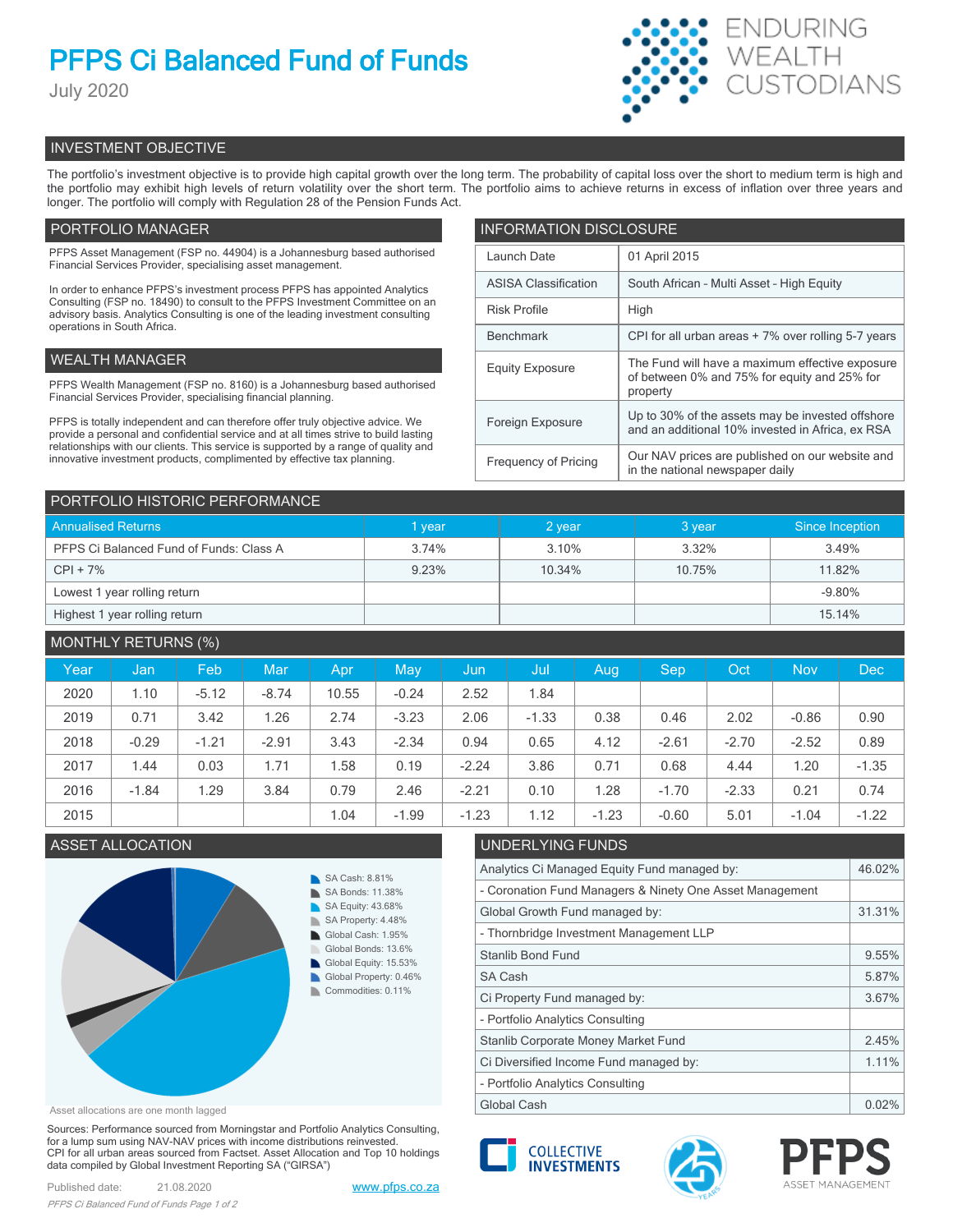# PFPS Ci Balanced Fund of Funds

July 2020

ENDURING WEALTH CUSTODIANS

## INVESTMENT OBJECTIVE

The portfolio's investment objective is to provide high capital growth over the long term. The probability of capital loss over the short to medium term is high and the portfolio may exhibit high levels of return volatility over the short term. The portfolio aims to achieve returns in excess of inflation over three years and longer. The portfolio will comply with Regulation 28 of the Pension Funds Act.

## PORTFOLIO MANAGER

PFPS Asset Management (FSP no. 44904) is a Johannesburg based authorised Financial Services Provider, specialising asset management.

In order to enhance PFPS's investment process PFPS has appointed Analytics Consulting (FSP no. 18490) to consult to the PFPS Investment Committee on an advisory basis. Analytics Consulting is one of the leading investment consulting operations in South Africa.

## WEALTH MANAGER

PFPS Wealth Management (FSP no. 8160) is a Johannesburg based authorised Financial Services Provider, specialising financial planning.

PFPS is totally independent and can therefore offer truly objective advice. We provide a personal and confidential service and at all times strive to build lasting relationships with our clients. This service is supported by a range of quality and innovative investment products, complimented by effective tax planning.

## INFORMATION DISCLOSURE

| | |
|---|---|
| Launch Date | 01 April 2015 |
| ASISA Classification | South African - Multi Asset - High Equity |
| Risk Profile | High |
| Benchmark | CPI for all urban areas + 7% over rolling 5-7 years |
| Equity Exposure | The Fund will have a maximum effective exposure of between 0% and 75% for equity and 25% for property |
| Foreign Exposure | Up to 30% of the assets may be invested offshore and an additional 10% invested in Africa, ex RSA |
| Frequency of Pricing | Our NAV prices are published on our website and in the national newspaper daily |

## PORTFOLIO HISTORIC PERFORMANCE

| Annualised Returns | 1 year | 2 year | 3 year | Since Inception |
|---|---|---|---|---|
| PFPS Ci Balanced Fund of Funds: Class A | 3.74% | 3.10% | 3.32% | 3.49% |
| CPI + 7% | 9.23% | 10.34% | 10.75% | 11.82% |
| Lowest 1 year rolling return | | | | -9.80% |
| Highest 1 year rolling return | | | | 15.14% |

## MONTHLY RETURNS (%)

| Year | Jan | Feb | Mar | Apr | May | Jun | Jul | Aug | Sep | Oct | Nov | Dec |
|---|---|---|---|---|---|---|---|---|---|---|---|---|
| 2020 | 1.10 | -5.12 | -8.74 | 10.55 | -0.24 | 2.52 | 1.84 | | | | | |
| 2019 | 0.71 | 3.42 | 1.26 | 2.74 | -3.23 | 2.06 | -1.33 | 0.38 | 0.46 | 2.02 | -0.86 | 0.90 |
| 2018 | -0.29 | -1.21 | -2.91 | 3.43 | -2.34 | 0.94 | 0.65 | 4.12 | -2.61 | -2.70 | -2.52 | 0.89 |
| 2017 | 1.44 | 0.03 | 1.71 | 1.58 | 0.19 | -2.24 | 3.86 | 0.71 | 0.68 | 4.44 | 1.20 | -1.35 |
| 2016 | -1.84 | 1.29 | 3.84 | 0.79 | 2.46 | -2.21 | 0.10 | 1.28 | -1.70 | -2.33 | 0.21 | 0.74 |
| 2015 | | | | 1.04 | -1.99 | -1.23 | 1.12 | -1.23 | -0.60 | 5.01 | -1.04 | -1.22 |

## ASSET ALLOCATION

- SA Cash: 8.81%
- SA Bonds: 11.38%
- SA Equity: 43.68%
- SA Property: 4.48%
- Global Cash: 1.95%
- Global Bonds: 13.6%
- Global Equity: 15.53%
- Global Property: 0.46%
- Commodities: 0.11%

Asset allocations are one month lagged

## UNDERLYING FUNDS

| | |
|---|---|
| Analytics Ci Managed Equity Fund managed by: | 46.02% |
| - Coronation Fund Managers & Ninety One Asset Management | |
| Global Growth Fund managed by: | 31.31% |
| - Thornbridge Investment Management LLP | |
| Stanlib Bond Fund | 9.55% |
| SA Cash | 5.87% |
| Ci Property Fund managed by: | 3.67% |
| - Portfolio Analytics Consulting | |
| Stanlib Corporate Money Market Fund | 2.45% |
| Ci Diversified Income Fund managed by: | 1.11% |
| - Portfolio Analytics Consulting | |
| Global Cash | 0.02% |

Sources: Performance sourced from Morningstar and Portfolio Analytics Consulting, for a lump sum using NAV-NAV prices with income distributions reinvested. CPI for all urban areas sourced from Factset. Asset Allocation and Top 10 holdings data compiled by Global Investment Reporting SA ("GIRSA")

Published date: 21.08.2020

www.pfps.co.za

COLLECTIVE INVESTMENTS

PFPS ASSET MANAGEMENT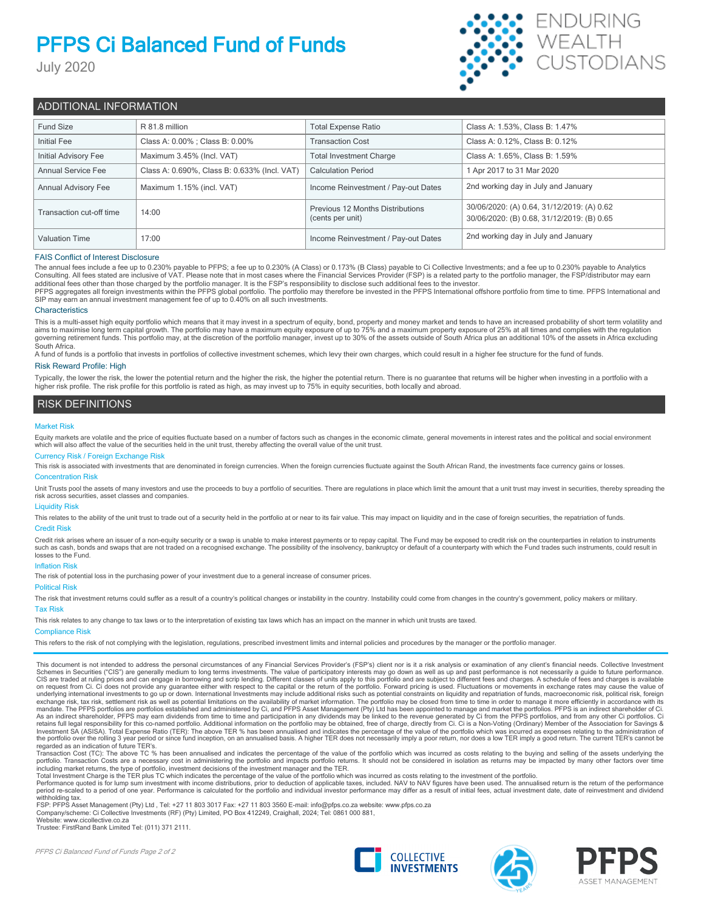# PFPS Ci Balanced Fund of Funds

July 2020

## ADDITIONAL INFORMATION

| | | | |
|---|---|---|---|
| Fund Size | R 81.8 million | Total Expense Ratio | Class A: 1.53%, Class B: 1.47% |
| Initial Fee | Class A: 0.00% ; Class B: 0.00% | Transaction Cost | Class A: 0.12%, Class B: 0.12% |
| Initial Advisory Fee | Maximum 3.45% (Incl. VAT) | Total Investment Charge | Class A: 1.65%, Class B: 1.59% |
| Annual Service Fee | Class A: 0.690%, Class B: 0.633% (Incl. VAT) | Calculation Period | 1 Apr 2017 to 31 Mar 2020 |
| Annual Advisory Fee | Maximum 1.15% (incl. VAT) | Income Reinvestment / Pay-out Dates | 2nd working day in July and January |
| Transaction cut-off time | 14:00 | Previous 12 Months Distributions (cents per unit) | 30/06/2020: (A) 0.64, 31/12/2019: (A) 0.62<br>30/06/2020: (B) 0.68, 31/12/2019: (B) 0.65 |
| Valuation Time | 17:00 | Income Reinvestment / Pay-out Dates | 2nd working day in July and January |

### FAIS Conflict of Interest Disclosure

The annual fees include a fee up to 0.230% payable to PFPS; a fee up to 0.230% (A Class) or 0.173% (B Class) payable to Ci Collective Investments; and a fee up to 0.230% payable to Analytics Consulting. All fees stated are inclusive of VAT. Please note that in most cases where the Financial Services Provider (FSP) is a related party to the portfolio manager, the FSP/distributor may earn additional fees other than those charged by the portfolio manager. It is the FSP's responsibility to disclose such additional fees to the investor.
PFPS aggregates all foreign investments within the PFPS global portfolio. The portfolio may therefore be invested in the PFPS International offshore portfolio from time to time. PFPS International and SIP may earn an annual investment management fee of up to 0.40% on all such investments.

### Characteristics

This is a multi-asset high equity portfolio which means that it may invest in a spectrum of equity, bond, property and money market and tends to have an increased probability of short term volatility and aims to maximise long term capital growth. The portfolio may have a maximum equity exposure of up to 75% and a maximum property exposure of 25% at all times and complies with the regulation governing retirement funds. This portfolio may, at the discretion of the portfolio manager, invest up to 30% of the assets outside of South Africa plus an additional 10% of the assets in Africa excluding South Africa.
A fund of funds is a portfolio that invests in portfolios of collective investment schemes, which levy their own charges, which could result in a higher fee structure for the fund of funds.

### Risk Reward Profile: High

Typically, the lower the risk, the lower the potential return and the higher the risk, the higher the potential return. There is no guarantee that returns will be higher when investing in a portfolio with a higher risk profile. The risk profile for this portfolio is rated as high, as may invest up to 75% in equity securities, both locally and abroad.

## RISK DEFINITIONS

### Market Risk

Equity markets are volatile and the price of equities fluctuate based on a number of factors such as changes in the economic climate, general movements in interest rates and the political and social environment which will also affect the value of the securities held in the unit trust, thereby affecting the overall value of the unit trust.

### Currency Risk / Foreign Exchange Risk

This risk is associated with investments that are denominated in foreign currencies. When the foreign currencies fluctuate against the South African Rand, the investments face currency gains or losses.

### Concentration Risk

Unit Trusts pool the assets of many investors and use the proceeds to buy a portfolio of securities. There are regulations in place which limit the amount that a unit trust may invest in securities, thereby spreading the risk across securities, asset classes and companies.

### Liquidity Risk

This relates to the ability of the unit trust to trade out of a security held in the portfolio at or near to its fair value. This may impact on liquidity and in the case of foreign securities, the repatriation of funds.

### Credit Risk

Credit risk arises where an issuer of a non-equity security or a swap is unable to make interest payments or to repay capital. The Fund may be exposed to credit risk on the counterparties in relation to instruments such as cash, bonds and swaps that are not traded on a recognised exchange. The possibility of the insolvency, bankruptcy or default of a counterparty with which the Fund trades such instruments, could result in losses to the Fund.

### Inflation Risk

The risk of potential loss in the purchasing power of your investment due to a general increase of consumer prices.

### Political Risk

The risk that investment returns could suffer as a result of a country's political changes or instability in the country. Instability could come from changes in the country's government, policy makers or military.

### Tax Risk

This risk relates to any change to tax laws or to the interpretation of existing tax laws which has an impact on the manner in which unit trusts are taxed.

### Compliance Risk

This refers to the risk of not complying with the legislation, regulations, prescribed investment limits and internal policies and procedures by the manager or the portfolio manager.

This document is not intended to address the personal circumstances of any Financial Services Provider's (FSP's) client nor is it a risk analysis or examination of any client's financial needs. Collective Investment Schemes in Securities ("CIS") are generally medium to long terms investments. The value of participatory interests may go down as well as up and past performance is not necessarily a guide to future performance. CIS are traded at ruling prices and can engage in borrowing and scrip lending. Different classes of units apply to this portfolio and are subject to different fees and charges. A schedule of fees and charges is available on request from Ci. Ci does not provide any guarantee either with respect to the capital or the return of the portfolio. Forward pricing is used. Fluctuations or movements in exchange rates may cause the value of underlying international investments to go up or down. International Investments may include additional risks such as potential constraints on liquidity and repatriation of funds, macroeconomic risk, political risk, foreign exchange risk, tax risk, settlement risk as well as potential limitations on the availability of market information. The portfolio may be closed from time to time in order to manage it more efficiently in accordance with its mandate. The PFPS portfolios are portfolios established and administered by Ci, and PFPS Asset Management (Pty) Ltd has been appointed to manage and market the portfolios. PFPS is an indirect shareholder of Ci. As an indirect shareholder, PFPS may earn dividends from time to time and participation in any dividends may be linked to the revenue generated by Ci from the PFPS portfolios, and from any other Ci portfolios. Ci retains full legal responsibility for this co-named portfolio. Additional information on the portfolio may be obtained, free of charge, directly from Ci. Ci is a Non-Voting (Ordinary) Member of the Association for Savings & Investment SA (ASISA). Total Expense Ratio (TER): The above TER % has been annualised and indicates the percentage of the value of the portfolio which was incurred as expenses relating to the administration of the portfolio over the rolling 3 year period or since fund inception, on an annualised basis. A higher TER does not necessarily imply a poor return, nor does a low TER imply a good return. The current TER's cannot be regarded as an indication of future TER's.
Transaction Cost (TC): The above TC % has been annualised and indicates the percentage of the value of the portfolio which was incurred as costs relating to the buying and selling of the assets underlying the portfolio. Transaction Costs are a necessary cost in administering the portfolio and impacts portfolio returns. It should not be considered in isolation as returns may be impacted by many other factors over time including market returns, the type of portfolio, investment decisions of the investment manager and the TER.
Total Investment Charge is the TER plus TC which indicates the percentage of the value of the portfolio which was incurred as costs relating to the investment of the portfolio.
Performance quoted is for lump sum investment with income distributions, prior to deduction of applicable taxes, included. NAV to NAV figures have been used. The annualised return is the return of the performance period re-scaled to a period of one year. Performance is calculated for the portfolio and individual investor performance may differ as a result of initial fees, actual investment date, date of reinvestment and dividend withholding tax.
FSP: PFPS Asset Management (Pty) Ltd , Tel: +27 11 803 3017 Fax: +27 11 803 3560 E-mail: info@pfps.co.za website: www.pfps.co.za
Company/scheme: Ci Collective Investments (RF) (Pty) Limited, PO Box 412249, Craighall, 2024; Tel: 0861 000 881,
Website: www.cicollective.co.za
Trustee: FirstRand Bank Limited Tel: (011) 371 2111.